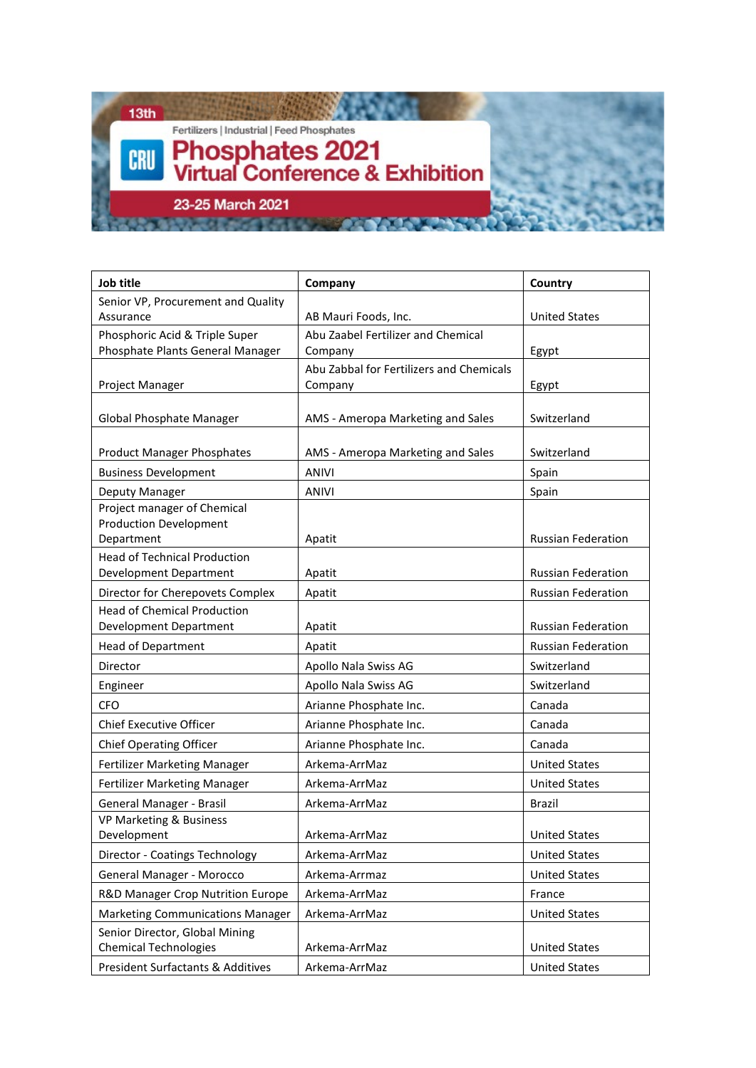13th

Fertilizers | Industrial | Feed Phosphates

# CRU Phosphates 2021 Virtual Conference & Exhibition

23-25 March 2021

| Job title | Company | Country |
|---|---|---|
| Senior VP, Procurement and Quality Assurance | AB Mauri Foods, Inc. | United States |
| Phosphoric Acid & Triple Super Phosphate Plants General Manager | Abu Zaabel Fertilizer and Chemical Company | Egypt |
| Project Manager | Abu Zabbal for Fertilizers and Chemicals Company | Egypt |
| Global Phosphate Manager | AMS - Ameropa Marketing and Sales | Switzerland |
| Product Manager Phosphates | AMS - Ameropa Marketing and Sales | Switzerland |
| Business Development | ANIVI | Spain |
| Deputy Manager | ANIVI | Spain |
| Project manager of Chemical Production Development Department | Apatit | Russian Federation |
| Head of Technical Production Development Department | Apatit | Russian Federation |
| Director for Cherepovets Complex | Apatit | Russian Federation |
| Head of Chemical Production Development Department | Apatit | Russian Federation |
| Head of Department | Apatit | Russian Federation |
| Director | Apollo Nala Swiss AG | Switzerland |
| Engineer | Apollo Nala Swiss AG | Switzerland |
| CFO | Arianne Phosphate Inc. | Canada |
| Chief Executive Officer | Arianne Phosphate Inc. | Canada |
| Chief Operating Officer | Arianne Phosphate Inc. | Canada |
| Fertilizer Marketing Manager | Arkema-ArrMaz | United States |
| Fertilizer Marketing Manager | Arkema-ArrMaz | United States |
| General Manager - Brasil | Arkema-ArrMaz | Brazil |
| VP Marketing & Business Development | Arkema-ArrMaz | United States |
| Director - Coatings Technology | Arkema-ArrMaz | United States |
| General Manager - Morocco | Arkema-Arrmaz | United States |
| R&D Manager Crop Nutrition Europe | Arkema-ArrMaz | France |
| Marketing Communications Manager | Arkema-ArrMaz | United States |
| Senior Director, Global Mining Chemical Technologies | Arkema-ArrMaz | United States |
| President Surfactants & Additives | Arkema-ArrMaz | United States |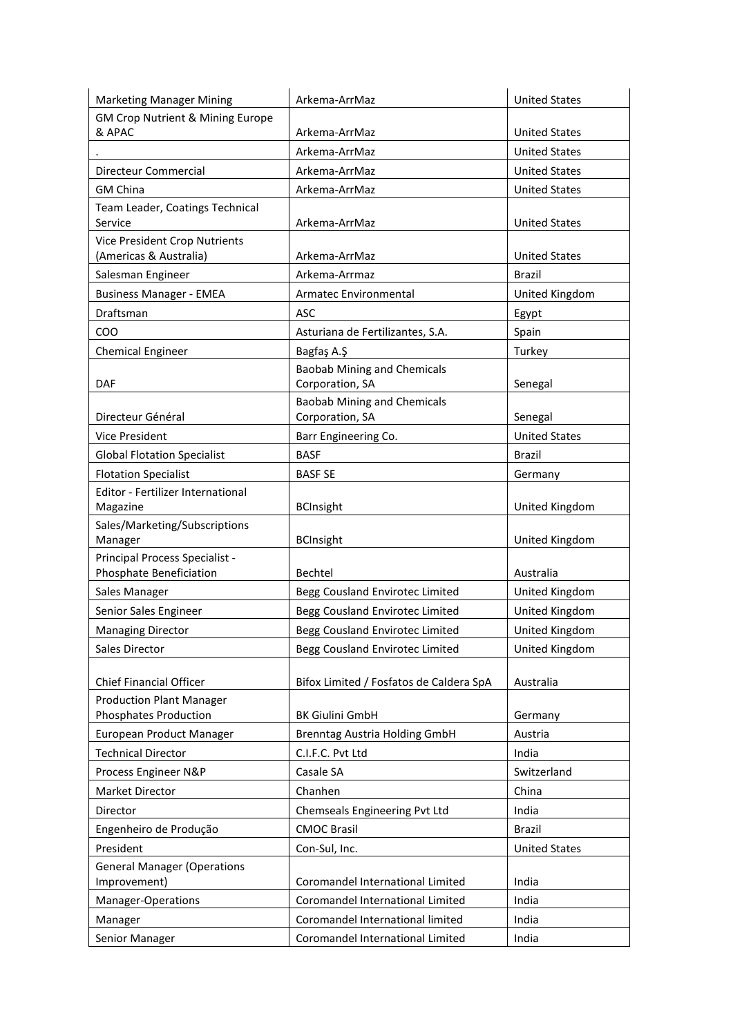| Marketing Manager Mining | Arkema-ArrMaz | United States |
|---|---|---|
| GM Crop Nutrient & Mining Europe & APAC | Arkema-ArrMaz | United States |
| . | Arkema-ArrMaz | United States |
| Directeur Commercial | Arkema-ArrMaz | United States |
| GM China | Arkema-ArrMaz | United States |
| Team Leader, Coatings Technical Service | Arkema-ArrMaz | United States |
| Vice President Crop Nutrients (Americas & Australia) | Arkema-ArrMaz | United States |
| Salesman Engineer | Arkema-Arrmaz | Brazil |
| Business Manager - EMEA | Armatec Environmental | United Kingdom |
| Draftsman | ASC | Egypt |
| COO | Asturiana de Fertilizantes, S.A. | Spain |
| Chemical Engineer | Bagfaş A.Ş | Turkey |
| DAF | Baobab Mining and Chemicals Corporation, SA | Senegal |
| Directeur Général | Baobab Mining and Chemicals Corporation, SA | Senegal |
| Vice President | Barr Engineering Co. | United States |
| Global Flotation Specialist | BASF | Brazil |
| Flotation Specialist | BASF SE | Germany |
| Editor - Fertilizer International Magazine | BCInsight | United Kingdom |
| Sales/Marketing/Subscriptions Manager | BCInsight | United Kingdom |
| Principal Process Specialist - Phosphate Beneficiation | Bechtel | Australia |
| Sales Manager | Begg Cousland Envirotec Limited | United Kingdom |
| Senior Sales Engineer | Begg Cousland Envirotec Limited | United Kingdom |
| Managing Director | Begg Cousland Envirotec Limited | United Kingdom |
| Sales Director | Begg Cousland Envirotec Limited | United Kingdom |
| Chief Financial Officer | Bifox Limited / Fosfatos de Caldera SpA | Australia |
| Production Plant Manager Phosphates Production | BK Giulini GmbH | Germany |
| European Product Manager | Brenntag Austria Holding GmbH | Austria |
| Technical Director | C.I.F.C. Pvt Ltd | India |
| Process Engineer N&P | Casale SA | Switzerland |
| Market Director | Chanhen | China |
| Director | Chemseals Engineering Pvt Ltd | India |
| Engenheiro de Produção | CMOC Brasil | Brazil |
| President | Con-Sul, Inc. | United States |
| General Manager (Operations Improvement) | Coromandel International Limited | India |
| Manager-Operations | Coromandel International Limited | India |
| Manager | Coromandel International limited | India |
| Senior Manager | Coromandel International Limited | India |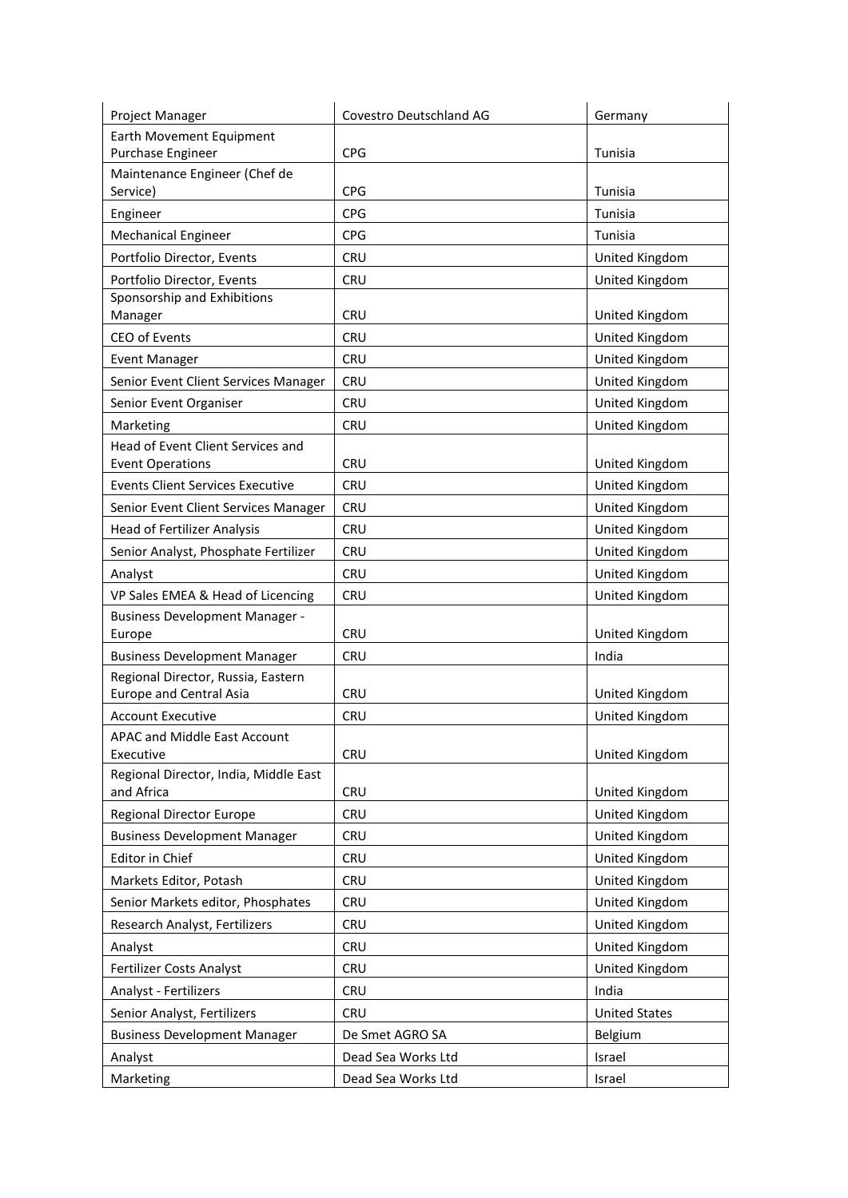| Project Manager | Covestro Deutschland AG | Germany |
|---|---|---|
| Earth Movement Equipment Purchase Engineer | CPG | Tunisia |
| Maintenance Engineer (Chef de Service) | CPG | Tunisia |
| Engineer | CPG | Tunisia |
| Mechanical Engineer | CPG | Tunisia |
| Portfolio Director, Events | CRU | United Kingdom |
| Portfolio Director, Events | CRU | United Kingdom |
| Sponsorship and Exhibitions Manager | CRU | United Kingdom |
| CEO of Events | CRU | United Kingdom |
| Event Manager | CRU | United Kingdom |
| Senior Event Client Services Manager | CRU | United Kingdom |
| Senior Event Organiser | CRU | United Kingdom |
| Marketing | CRU | United Kingdom |
| Head of Event Client Services and Event Operations | CRU | United Kingdom |
| Events Client Services Executive | CRU | United Kingdom |
| Senior Event Client Services Manager | CRU | United Kingdom |
| Head of Fertilizer Analysis | CRU | United Kingdom |
| Senior Analyst, Phosphate Fertilizer | CRU | United Kingdom |
| Analyst | CRU | United Kingdom |
| VP Sales EMEA & Head of Licencing | CRU | United Kingdom |
| Business Development Manager - Europe | CRU | United Kingdom |
| Business Development Manager | CRU | India |
| Regional Director, Russia, Eastern Europe and Central Asia | CRU | United Kingdom |
| Account Executive | CRU | United Kingdom |
| APAC and Middle East Account Executive | CRU | United Kingdom |
| Regional Director, India, Middle East and Africa | CRU | United Kingdom |
| Regional Director Europe | CRU | United Kingdom |
| Business Development Manager | CRU | United Kingdom |
| Editor in Chief | CRU | United Kingdom |
| Markets Editor, Potash | CRU | United Kingdom |
| Senior Markets editor, Phosphates | CRU | United Kingdom |
| Research Analyst, Fertilizers | CRU | United Kingdom |
| Analyst | CRU | United Kingdom |
| Fertilizer Costs Analyst | CRU | United Kingdom |
| Analyst - Fertilizers | CRU | India |
| Senior Analyst, Fertilizers | CRU | United States |
| Business Development Manager | De Smet AGRO SA | Belgium |
| Analyst | Dead Sea Works Ltd | Israel |
| Marketing | Dead Sea Works Ltd | Israel |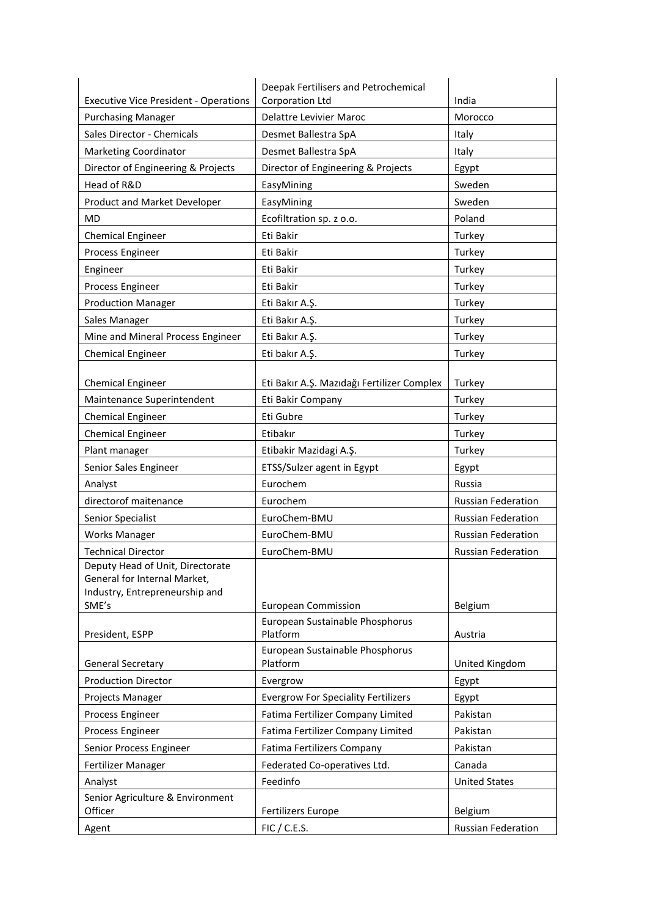| | | |
|---|---|---|
| Executive Vice President - Operations | Deepak Fertilisers and Petrochemical Corporation Ltd | India |
| Purchasing Manager | Delattre Levivier Maroc | Morocco |
| Sales Director - Chemicals | Desmet Ballestra SpA | Italy |
| Marketing Coordinator | Desmet Ballestra SpA | Italy |
| Director of Engineering & Projects | Director of Engineering & Projects | Egypt |
| Head of R&D | EasyMining | Sweden |
| Product and Market Developer | EasyMining | Sweden |
| MD | Ecofiltration sp. z o.o. | Poland |
| Chemical Engineer | Eti Bakir | Turkey |
| Process Engineer | Eti Bakir | Turkey |
| Engineer | Eti Bakir | Turkey |
| Process Engineer | Eti Bakir | Turkey |
| Production Manager | Eti Bakır A.Ş. | Turkey |
| Sales Manager | Eti Bakır A.Ş. | Turkey |
| Mine and Mineral Process Engineer | Eti Bakır A.Ş. | Turkey |
| Chemical Engineer | Eti bakır A.Ş. | Turkey |
| Chemical Engineer | Eti Bakır A.Ş. Mazıdağı Fertilizer Complex | Turkey |
| Maintenance Superintendent | Eti Bakir Company | Turkey |
| Chemical Engineer | Eti Gubre | Turkey |
| Chemical Engineer | Etibakır | Turkey |
| Plant manager | Etibakir Mazidagi A.Ş. | Turkey |
| Senior Sales Engineer | ETSS/Sulzer agent in Egypt | Egypt |
| Analyst | Eurochem | Russia |
| directorof maitenance | Eurochem | Russian Federation |
| Senior Specialist | EuroChem-BMU | Russian Federation |
| Works Manager | EuroChem-BMU | Russian Federation |
| Technical Director | EuroChem-BMU | Russian Federation |
| Deputy Head of Unit, Directorate General for Internal Market, Industry, Entrepreneurship and SME's | European Commission | Belgium |
| President, ESPP | European Sustainable Phosphorus Platform | Austria |
| General Secretary | European Sustainable Phosphorus Platform | United Kingdom |
| Production Director | Evergrow | Egypt |
| Projects Manager | Evergrow For Speciality Fertilizers | Egypt |
| Process Engineer | Fatima Fertilizer Company Limited | Pakistan |
| Process Engineer | Fatima Fertilizer Company Limited | Pakistan |
| Senior Process Engineer | Fatima Fertilizers Company | Pakistan |
| Fertilizer Manager | Federated Co-operatives Ltd. | Canada |
| Analyst | Feedinfo | United States |
| Senior Agriculture & Environment Officer | Fertilizers Europe | Belgium |
| Agent | FIC / C.E.S. | Russian Federation |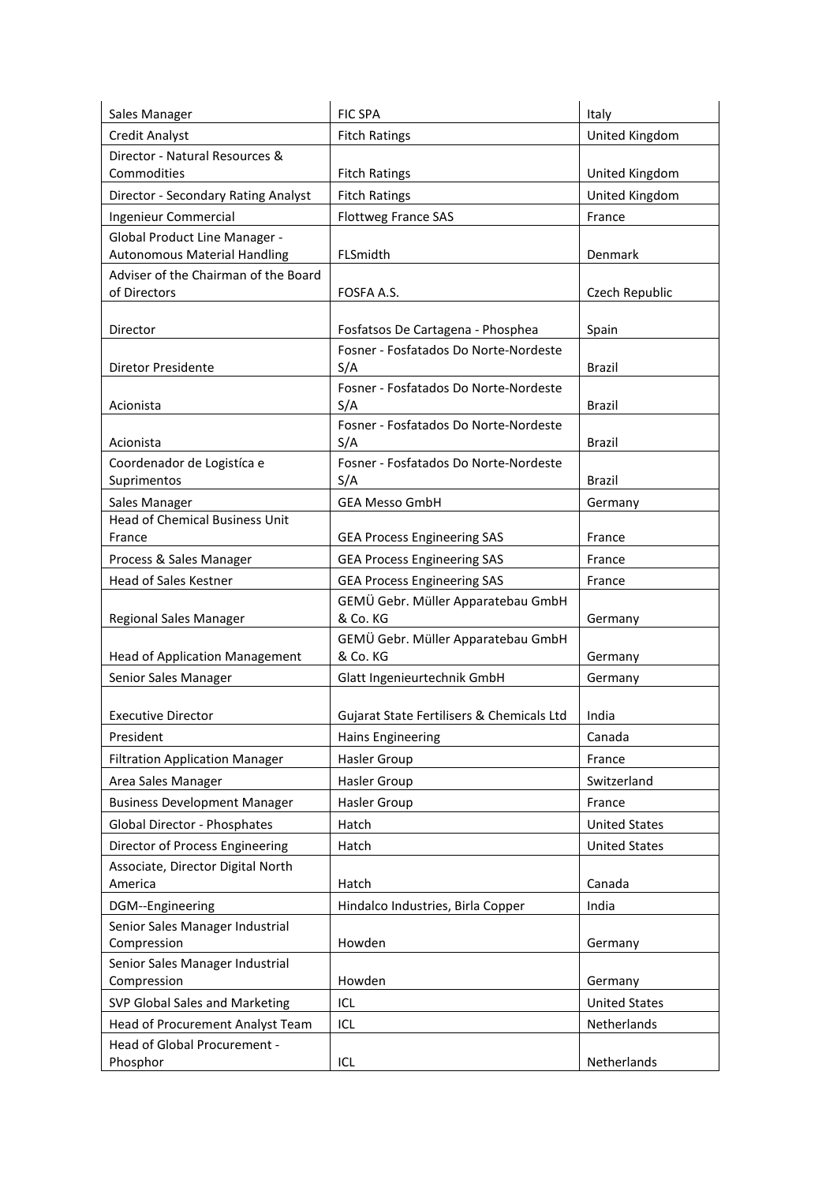| Sales Manager | FIC SPA | Italy |
|---|---|---|
| Credit Analyst | Fitch Ratings | United Kingdom |
| Director - Natural Resources & Commodities | Fitch Ratings | United Kingdom |
| Director - Secondary Rating Analyst | Fitch Ratings | United Kingdom |
| Ingenieur Commercial | Flottweg France SAS | France |
| Global Product Line Manager - Autonomous Material Handling | FLSmidth | Denmark |
| Adviser of the Chairman of the Board of Directors | FOSFA A.S. | Czech Republic |
| Director | Fosfatsos De Cartagena - Phosphea | Spain |
| Diretor Presidente | Fosner - Fosfatados Do Norte-Nordeste S/A | Brazil |
| Acionista | Fosner - Fosfatados Do Norte-Nordeste S/A | Brazil |
| Acionista | Fosner - Fosfatados Do Norte-Nordeste S/A | Brazil |
| Coordenador de Logistíca e Suprimentos | Fosner - Fosfatados Do Norte-Nordeste S/A | Brazil |
| Sales Manager | GEA Messo GmbH | Germany |
| Head of Chemical Business Unit France | GEA Process Engineering SAS | France |
| Process & Sales Manager | GEA Process Engineering SAS | France |
| Head of Sales Kestner | GEA Process Engineering SAS | France |
| Regional Sales Manager | GEMÜ Gebr. Müller Apparatebau GmbH & Co. KG | Germany |
| Head of Application Management | GEMÜ Gebr. Müller Apparatebau GmbH & Co. KG | Germany |
| Senior Sales Manager | Glatt Ingenieurtechnik GmbH | Germany |
| Executive Director | Gujarat State Fertilisers & Chemicals Ltd | India |
| President | Hains Engineering | Canada |
| Filtration Application Manager | Hasler Group | France |
| Area Sales Manager | Hasler Group | Switzerland |
| Business Development Manager | Hasler Group | France |
| Global Director - Phosphates | Hatch | United States |
| Director of Process Engineering | Hatch | United States |
| Associate, Director Digital North America | Hatch | Canada |
| DGM--Engineering | Hindalco Industries, Birla Copper | India |
| Senior Sales Manager Industrial Compression | Howden | Germany |
| Senior Sales Manager Industrial Compression | Howden | Germany |
| SVP Global Sales and Marketing | ICL | United States |
| Head of Procurement Analyst Team | ICL | Netherlands |
| Head of Global Procurement - Phosphor | ICL | Netherlands |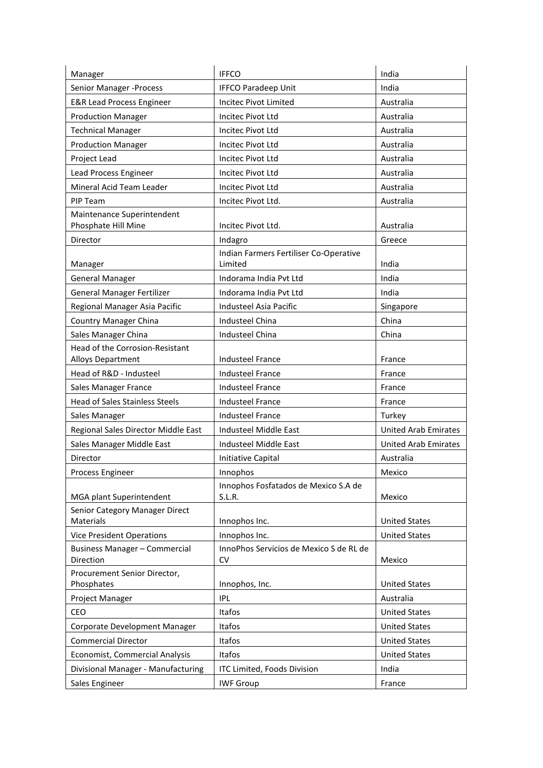| Manager | IFFCO | India |
|---|---|---|
| Senior Manager -Process | IFFCO Paradeep Unit | India |
| E&R Lead Process Engineer | Incitec Pivot Limited | Australia |
| Production Manager | Incitec Pivot Ltd | Australia |
| Technical Manager | Incitec Pivot Ltd | Australia |
| Production Manager | Incitec Pivot Ltd | Australia |
| Project Lead | Incitec Pivot Ltd | Australia |
| Lead Process Engineer | Incitec Pivot Ltd | Australia |
| Mineral Acid Team Leader | Incitec Pivot Ltd | Australia |
| PIP Team | Incitec Pivot Ltd. | Australia |
| Maintenance Superintendent Phosphate Hill Mine | Incitec Pivot Ltd. | Australia |
| Director | Indagro | Greece |
| Manager | Indian Farmers Fertiliser Co-Operative Limited | India |
| General Manager | Indorama India Pvt Ltd | India |
| General Manager Fertilizer | Indorama India Pvt Ltd | India |
| Regional Manager Asia Pacific | Industeel Asia Pacific | Singapore |
| Country Manager China | Industeel China | China |
| Sales Manager China | Industeel China | China |
| Head of the Corrosion-Resistant Alloys Department | Industeel France | France |
| Head of R&D - Industeel | Industeel France | France |
| Sales Manager France | Industeel France | France |
| Head of Sales Stainless Steels | Industeel France | France |
| Sales Manager | Industeel France | Turkey |
| Regional Sales Director Middle East | Industeel Middle East | United Arab Emirates |
| Sales Manager Middle East | Industeel Middle East | United Arab Emirates |
| Director | Initiative Capital | Australia |
| Process Engineer | Innophos | Mexico |
| MGA plant Superintendent | Innophos Fosfatados de Mexico S.A de S.L.R. | Mexico |
| Senior Category Manager Direct Materials | Innophos Inc. | United States |
| Vice President Operations | Innophos Inc. | United States |
| Business Manager – Commercial Direction | InnoPhos Servicios de Mexico S de RL de CV | Mexico |
| Procurement Senior Director, Phosphates | Innophos, Inc. | United States |
| Project Manager | IPL | Australia |
| CEO | Itafos | United States |
| Corporate Development Manager | Itafos | United States |
| Commercial Director | Itafos | United States |
| Economist, Commercial Analysis | Itafos | United States |
| Divisional Manager - Manufacturing | ITC Limited, Foods Division | India |
| Sales Engineer | IWF Group | France |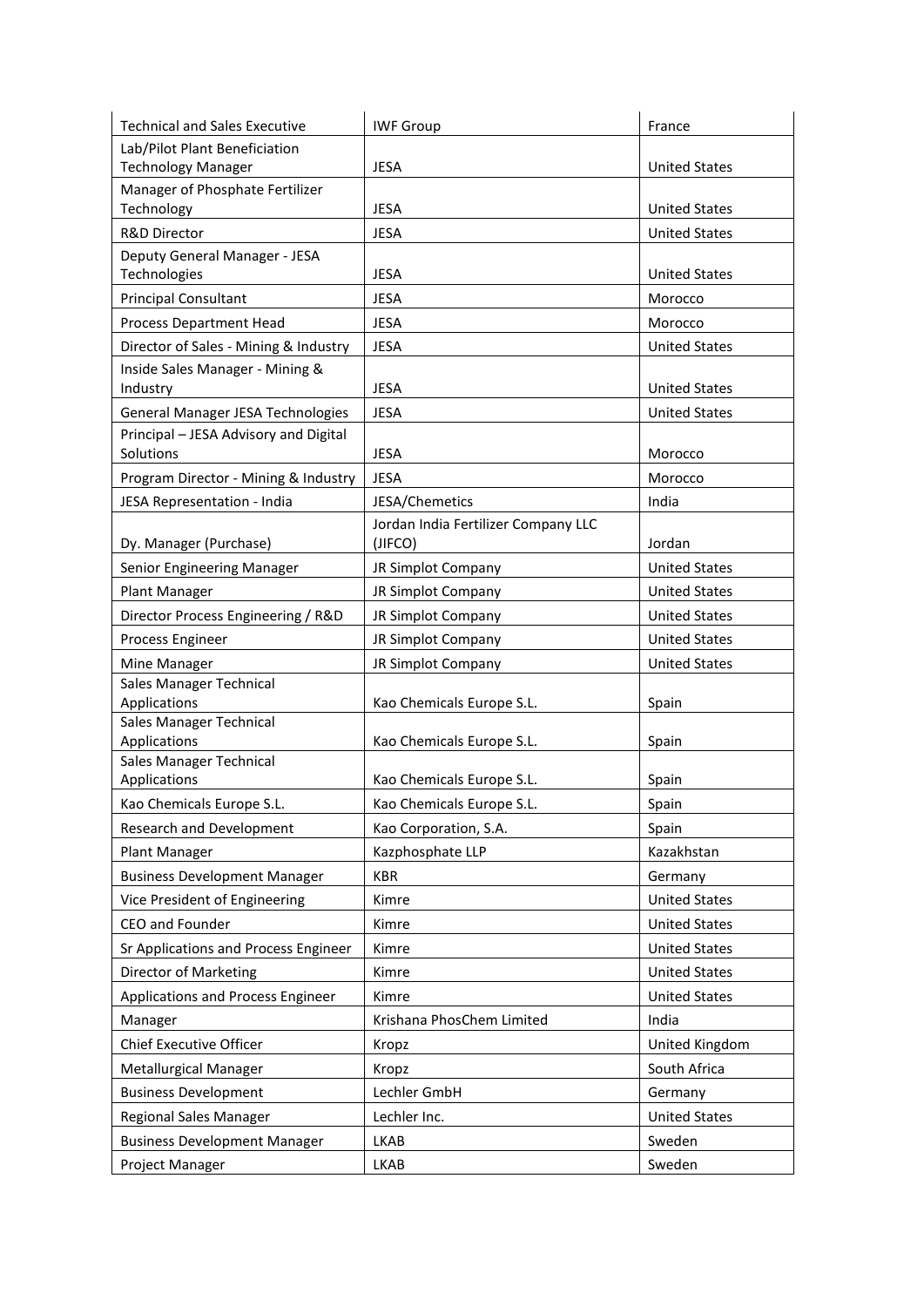| Technical and Sales Executive | IWF Group | France |
|---|---|---|
| Lab/Pilot Plant Beneficiation Technology Manager | JESA | United States |
| Manager of Phosphate Fertilizer Technology | JESA | United States |
| R&D Director | JESA | United States |
| Deputy General Manager - JESA Technologies | JESA | United States |
| Principal Consultant | JESA | Morocco |
| Process Department Head | JESA | Morocco |
| Director of Sales - Mining & Industry | JESA | United States |
| Inside Sales Manager - Mining & Industry | JESA | United States |
| General Manager JESA Technologies | JESA | United States |
| Principal – JESA Advisory and Digital Solutions | JESA | Morocco |
| Program Director - Mining & Industry | JESA | Morocco |
| JESA Representation - India | JESA/Chemetics | India |
| Dy. Manager (Purchase) | Jordan India Fertilizer Company LLC (JIFCO) | Jordan |
| Senior Engineering Manager | JR Simplot Company | United States |
| Plant Manager | JR Simplot Company | United States |
| Director Process Engineering / R&D | JR Simplot Company | United States |
| Process Engineer | JR Simplot Company | United States |
| Mine Manager | JR Simplot Company | United States |
| Sales Manager Technical Applications | Kao Chemicals Europe S.L. | Spain |
| Sales Manager Technical Applications | Kao Chemicals Europe S.L. | Spain |
| Sales Manager Technical Applications | Kao Chemicals Europe S.L. | Spain |
| Kao Chemicals Europe S.L. | Kao Chemicals Europe S.L. | Spain |
| Research and Development | Kao Corporation, S.A. | Spain |
| Plant Manager | Kazphosphate LLP | Kazakhstan |
| Business Development Manager | KBR | Germany |
| Vice President of Engineering | Kimre | United States |
| CEO and Founder | Kimre | United States |
| Sr Applications and Process Engineer | Kimre | United States |
| Director of Marketing | Kimre | United States |
| Applications and Process Engineer | Kimre | United States |
| Manager | Krishana PhosChem Limited | India |
| Chief Executive Officer | Kropz | United Kingdom |
| Metallurgical Manager | Kropz | South Africa |
| Business Development | Lechler GmbH | Germany |
| Regional Sales Manager | Lechler Inc. | United States |
| Business Development Manager | LKAB | Sweden |
| Project Manager | LKAB | Sweden |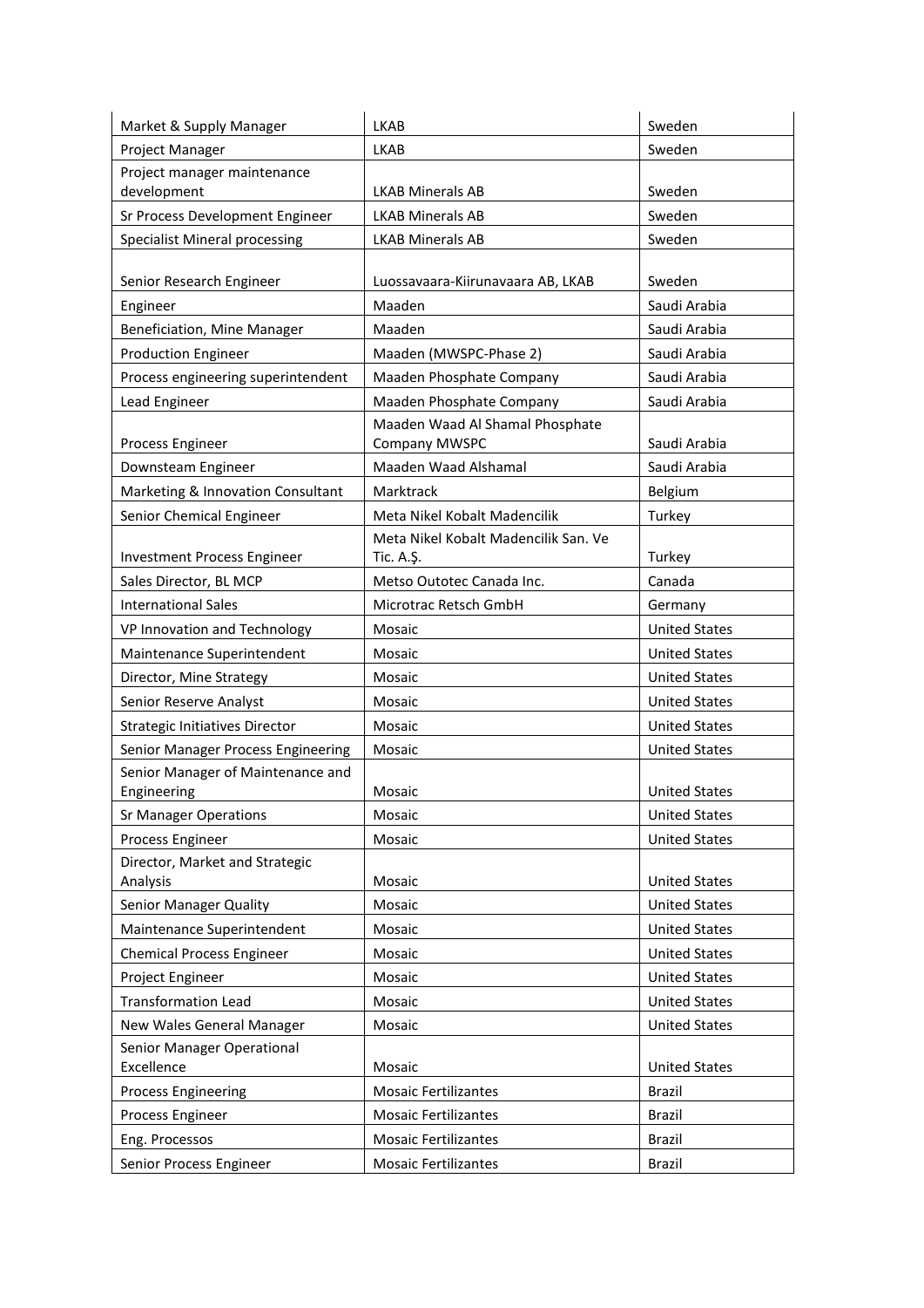| Market & Supply Manager | LKAB | Sweden |
|---|---|---|
| Project Manager | LKAB | Sweden |
| Project manager maintenance development | LKAB Minerals AB | Sweden |
| Sr Process Development Engineer | LKAB Minerals AB | Sweden |
| Specialist Mineral processing | LKAB Minerals AB | Sweden |
| Senior Research Engineer | Luossavaara-Kiirunavaara AB, LKAB | Sweden |
| Engineer | Maaden | Saudi Arabia |
| Beneficiation, Mine Manager | Maaden | Saudi Arabia |
| Production Engineer | Maaden (MWSPC-Phase 2) | Saudi Arabia |
| Process engineering superintendent | Maaden Phosphate Company | Saudi Arabia |
| Lead Engineer | Maaden Phosphate Company | Saudi Arabia |
| Process Engineer | Maaden Waad Al Shamal Phosphate Company MWSPC | Saudi Arabia |
| Downsteam Engineer | Maaden Waad Alshamal | Saudi Arabia |
| Marketing & Innovation Consultant | Marktrack | Belgium |
| Senior Chemical Engineer | Meta Nikel Kobalt Madencilik | Turkey |
| Investment Process Engineer | Meta Nikel Kobalt Madencilik San. Ve Tic. A.Ş. | Turkey |
| Sales Director, BL MCP | Metso Outotec Canada Inc. | Canada |
| International Sales | Microtrac Retsch GmbH | Germany |
| VP Innovation and Technology | Mosaic | United States |
| Maintenance Superintendent | Mosaic | United States |
| Director, Mine Strategy | Mosaic | United States |
| Senior Reserve Analyst | Mosaic | United States |
| Strategic Initiatives Director | Mosaic | United States |
| Senior Manager Process Engineering | Mosaic | United States |
| Senior Manager of Maintenance and Engineering | Mosaic | United States |
| Sr Manager Operations | Mosaic | United States |
| Process Engineer | Mosaic | United States |
| Director, Market and Strategic Analysis | Mosaic | United States |
| Senior Manager Quality | Mosaic | United States |
| Maintenance Superintendent | Mosaic | United States |
| Chemical Process Engineer | Mosaic | United States |
| Project Engineer | Mosaic | United States |
| Transformation Lead | Mosaic | United States |
| New Wales General Manager | Mosaic | United States |
| Senior Manager Operational Excellence | Mosaic | United States |
| Process Engineering | Mosaic Fertilizantes | Brazil |
| Process Engineer | Mosaic Fertilizantes | Brazil |
| Eng. Processos | Mosaic Fertilizantes | Brazil |
| Senior Process Engineer | Mosaic Fertilizantes | Brazil |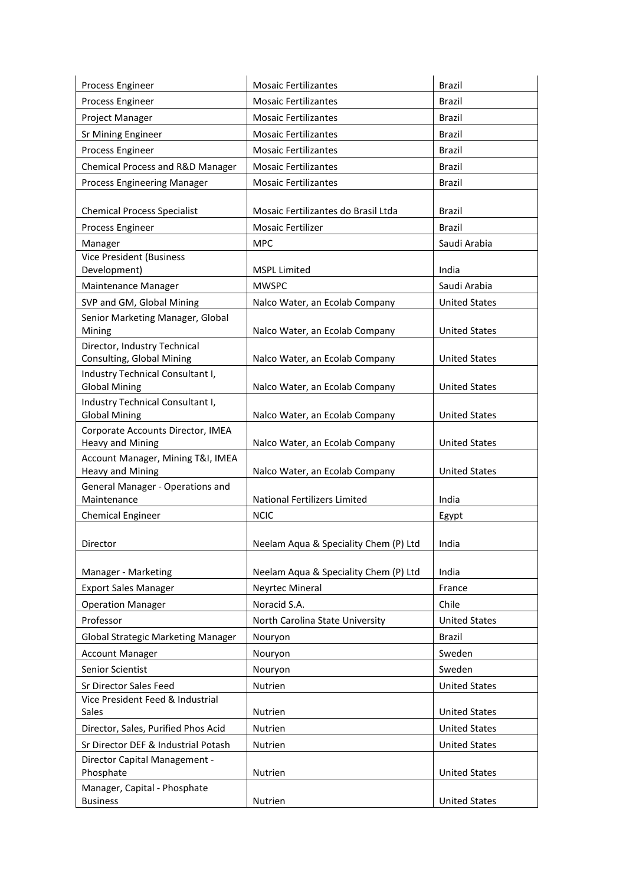| Process Engineer | Mosaic Fertilizantes | Brazil |
|---|---|---|
| Process Engineer | Mosaic Fertilizantes | Brazil |
| Project Manager | Mosaic Fertilizantes | Brazil |
| Sr Mining Engineer | Mosaic Fertilizantes | Brazil |
| Process Engineer | Mosaic Fertilizantes | Brazil |
| Chemical Process and R&D Manager | Mosaic Fertilizantes | Brazil |
| Process Engineering Manager | Mosaic Fertilizantes | Brazil |
| Chemical Process Specialist | Mosaic Fertilizantes do Brasil Ltda | Brazil |
| Process Engineer | Mosaic Fertilizer | Brazil |
| Manager | MPC | Saudi Arabia |
| Vice President (Business Development) | MSPL Limited | India |
| Maintenance Manager | MWSPC | Saudi Arabia |
| SVP and GM, Global Mining | Nalco Water, an Ecolab Company | United States |
| Senior Marketing Manager, Global Mining | Nalco Water, an Ecolab Company | United States |
| Director, Industry Technical Consulting, Global Mining | Nalco Water, an Ecolab Company | United States |
| Industry Technical Consultant I, Global Mining | Nalco Water, an Ecolab Company | United States |
| Industry Technical Consultant I, Global Mining | Nalco Water, an Ecolab Company | United States |
| Corporate Accounts Director, IMEA Heavy and Mining | Nalco Water, an Ecolab Company | United States |
| Account Manager, Mining T&I, IMEA Heavy and Mining | Nalco Water, an Ecolab Company | United States |
| General Manager - Operations and Maintenance | National Fertilizers Limited | India |
| Chemical Engineer | NCIC | Egypt |
| Director | Neelam Aqua & Speciality Chem (P) Ltd | India |
| Manager - Marketing | Neelam Aqua & Speciality Chem (P) Ltd | India |
| Export Sales Manager | Neyrtec Mineral | France |
| Operation Manager | Noracid S.A. | Chile |
| Professor | North Carolina State University | United States |
| Global Strategic Marketing Manager | Nouryon | Brazil |
| Account Manager | Nouryon | Sweden |
| Senior Scientist | Nouryon | Sweden |
| Sr Director Sales Feed | Nutrien | United States |
| Vice President Feed & Industrial Sales | Nutrien | United States |
| Director, Sales, Purified Phos Acid | Nutrien | United States |
| Sr Director DEF & Industrial Potash | Nutrien | United States |
| Director Capital Management - Phosphate | Nutrien | United States |
| Manager, Capital - Phosphate Business | Nutrien | United States |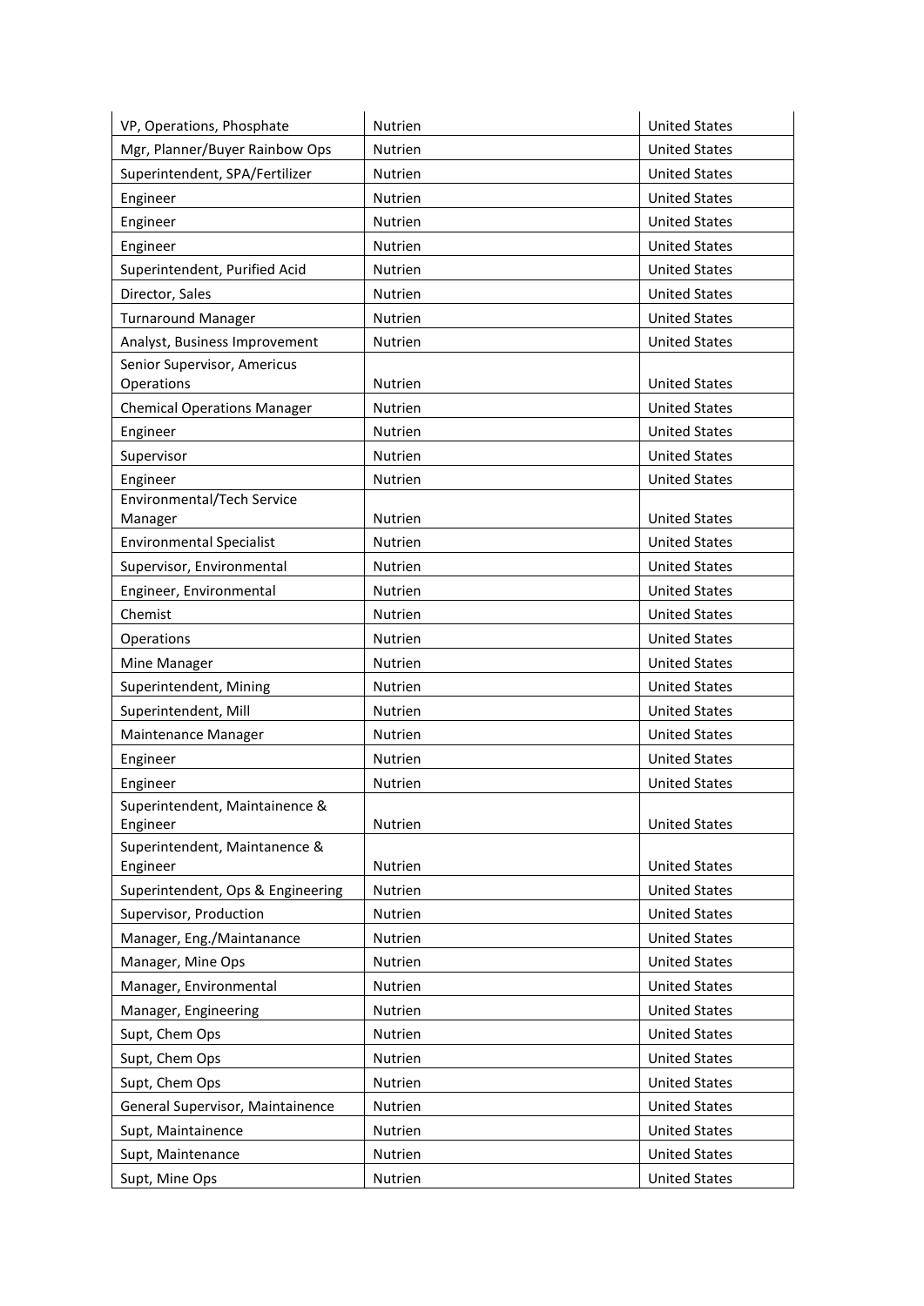| | | |
|---|---|---|
| VP, Operations, Phosphate | Nutrien | United States |
| Mgr, Planner/Buyer Rainbow Ops | Nutrien | United States |
| Superintendent, SPA/Fertilizer | Nutrien | United States |
| Engineer | Nutrien | United States |
| Engineer | Nutrien | United States |
| Engineer | Nutrien | United States |
| Superintendent, Purified Acid | Nutrien | United States |
| Director, Sales | Nutrien | United States |
| Turnaround Manager | Nutrien | United States |
| Analyst, Business Improvement | Nutrien | United States |
| Senior Supervisor, Americus Operations | Nutrien | United States |
| Chemical Operations Manager | Nutrien | United States |
| Engineer | Nutrien | United States |
| Supervisor | Nutrien | United States |
| Engineer | Nutrien | United States |
| Environmental/Tech Service Manager | Nutrien | United States |
| Environmental Specialist | Nutrien | United States |
| Supervisor, Environmental | Nutrien | United States |
| Engineer, Environmental | Nutrien | United States |
| Chemist | Nutrien | United States |
| Operations | Nutrien | United States |
| Mine Manager | Nutrien | United States |
| Superintendent, Mining | Nutrien | United States |
| Superintendent, Mill | Nutrien | United States |
| Maintenance Manager | Nutrien | United States |
| Engineer | Nutrien | United States |
| Engineer | Nutrien | United States |
| Superintendent, Maintainence & Engineer | Nutrien | United States |
| Superintendent, Maintanence & Engineer | Nutrien | United States |
| Superintendent, Ops & Engineering | Nutrien | United States |
| Supervisor, Production | Nutrien | United States |
| Manager, Eng./Maintanance | Nutrien | United States |
| Manager, Mine Ops | Nutrien | United States |
| Manager, Environmental | Nutrien | United States |
| Manager, Engineering | Nutrien | United States |
| Supt, Chem Ops | Nutrien | United States |
| Supt, Chem Ops | Nutrien | United States |
| Supt, Chem Ops | Nutrien | United States |
| General Supervisor, Maintainence | Nutrien | United States |
| Supt, Maintainence | Nutrien | United States |
| Supt, Maintenance | Nutrien | United States |
| Supt, Mine Ops | Nutrien | United States |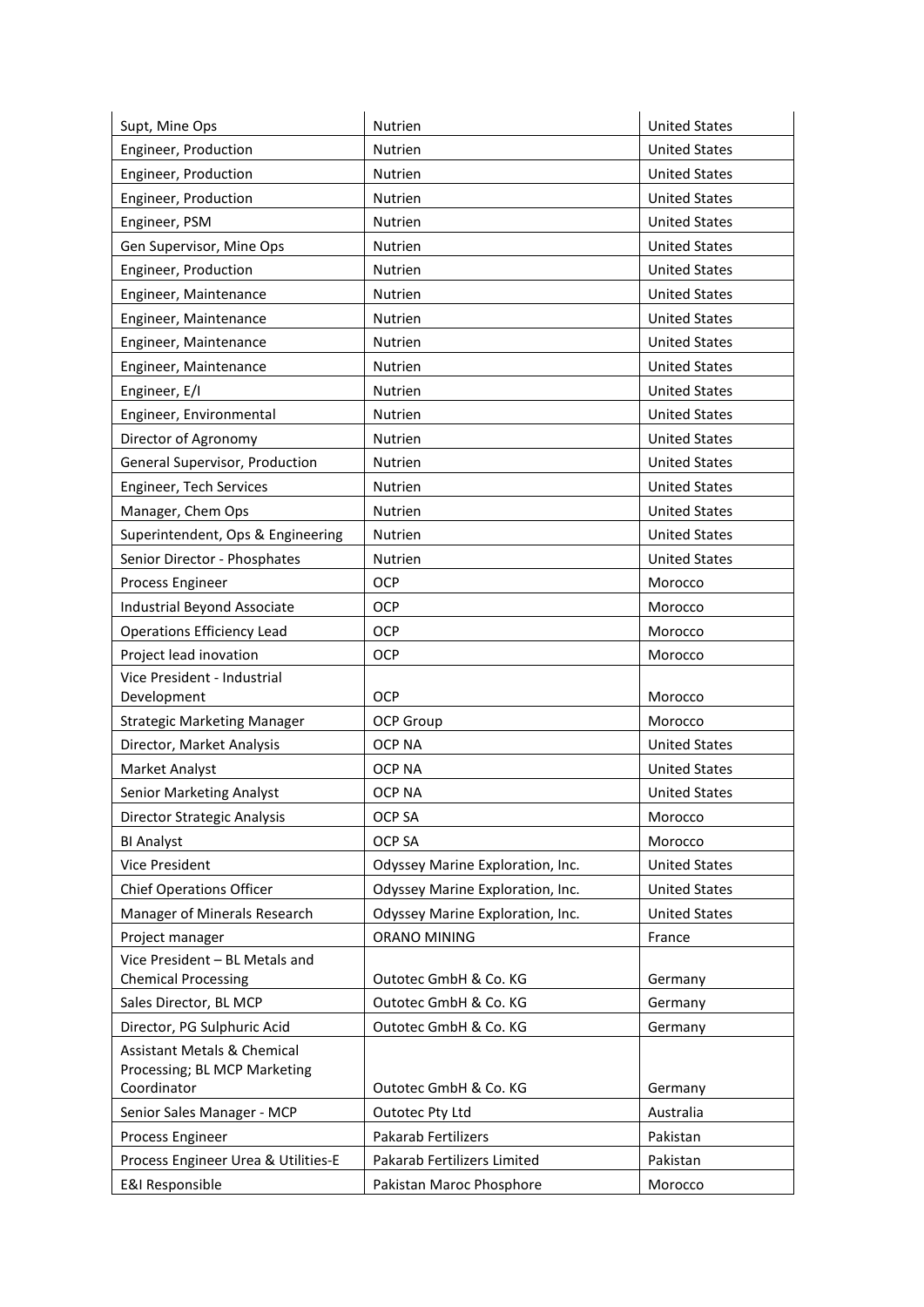| | | |
|---|---|---|
| Supt, Mine Ops | Nutrien | United States |
| Engineer, Production | Nutrien | United States |
| Engineer, Production | Nutrien | United States |
| Engineer, Production | Nutrien | United States |
| Engineer, PSM | Nutrien | United States |
| Gen Supervisor, Mine Ops | Nutrien | United States |
| Engineer, Production | Nutrien | United States |
| Engineer, Maintenance | Nutrien | United States |
| Engineer, Maintenance | Nutrien | United States |
| Engineer, Maintenance | Nutrien | United States |
| Engineer, Maintenance | Nutrien | United States |
| Engineer, E/I | Nutrien | United States |
| Engineer, Environmental | Nutrien | United States |
| Director of Agronomy | Nutrien | United States |
| General Supervisor, Production | Nutrien | United States |
| Engineer, Tech Services | Nutrien | United States |
| Manager, Chem Ops | Nutrien | United States |
| Superintendent, Ops & Engineering | Nutrien | United States |
| Senior Director - Phosphates | Nutrien | United States |
| Process Engineer | OCP | Morocco |
| Industrial Beyond Associate | OCP | Morocco |
| Operations Efficiency Lead | OCP | Morocco |
| Project lead inovation | OCP | Morocco |
| Vice President - Industrial Development | OCP | Morocco |
| Strategic Marketing Manager | OCP Group | Morocco |
| Director, Market Analysis | OCP NA | United States |
| Market Analyst | OCP NA | United States |
| Senior Marketing Analyst | OCP NA | United States |
| Director Strategic Analysis | OCP SA | Morocco |
| BI Analyst | OCP SA | Morocco |
| Vice President | Odyssey Marine Exploration, Inc. | United States |
| Chief Operations Officer | Odyssey Marine Exploration, Inc. | United States |
| Manager of Minerals Research | Odyssey Marine Exploration, Inc. | United States |
| Project manager | ORANO MINING | France |
| Vice President – BL Metals and Chemical Processing | Outotec GmbH & Co. KG | Germany |
| Sales Director, BL MCP | Outotec GmbH & Co. KG | Germany |
| Director, PG Sulphuric Acid | Outotec GmbH & Co. KG | Germany |
| Assistant Metals & Chemical Processing; BL MCP Marketing Coordinator | Outotec GmbH & Co. KG | Germany |
| Senior Sales Manager - MCP | Outotec Pty Ltd | Australia |
| Process Engineer | Pakarab Fertilizers | Pakistan |
| Process Engineer Urea & Utilities-E | Pakarab Fertilizers Limited | Pakistan |
| E&I Responsible | Pakistan Maroc Phosphore | Morocco |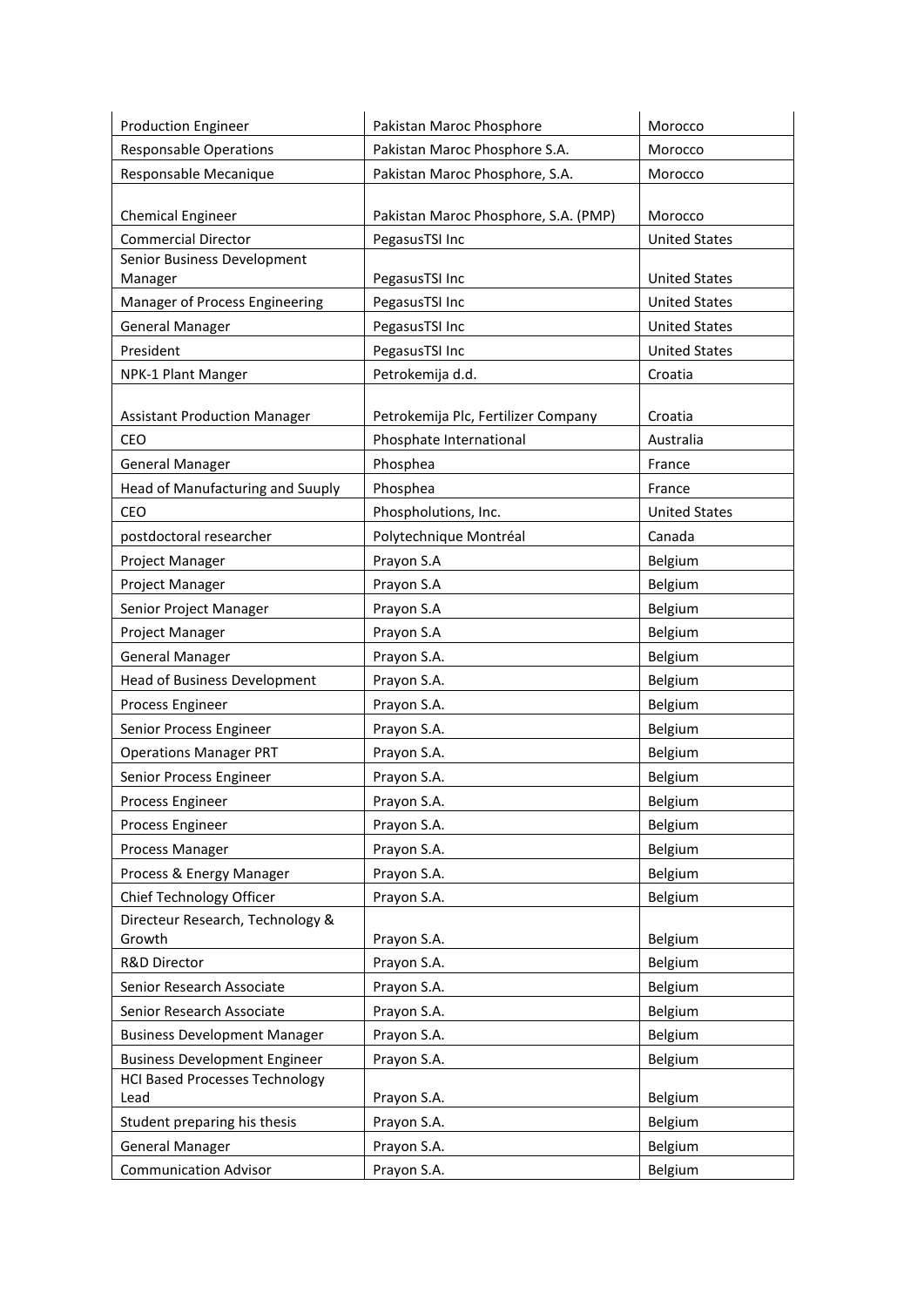| Production Engineer | Pakistan Maroc Phosphore | Morocco |
|---|---|---|
| Responsable Operations | Pakistan Maroc Phosphore S.A. | Morocco |
| Responsable Mecanique | Pakistan Maroc Phosphore, S.A. | Morocco |
| Chemical Engineer | Pakistan Maroc Phosphore, S.A. (PMP) | Morocco |
| Commercial Director | PegasusTSI Inc | United States |
| Senior Business Development Manager | PegasusTSI Inc | United States |
| Manager of Process Engineering | PegasusTSI Inc | United States |
| General Manager | PegasusTSI Inc | United States |
| President | PegasusTSI Inc | United States |
| NPK-1 Plant Manger | Petrokemija d.d. | Croatia |
| Assistant Production Manager | Petrokemija Plc, Fertilizer Company | Croatia |
| CEO | Phosphate International | Australia |
| General Manager | Phosphea | France |
| Head of Manufacturing and Suuply | Phosphea | France |
| CEO | Phospholutions, Inc. | United States |
| postdoctoral researcher | Polytechnique Montréal | Canada |
| Project Manager | Prayon S.A | Belgium |
| Project Manager | Prayon S.A | Belgium |
| Senior Project Manager | Prayon S.A | Belgium |
| Project Manager | Prayon S.A | Belgium |
| General Manager | Prayon S.A. | Belgium |
| Head of Business Development | Prayon S.A. | Belgium |
| Process Engineer | Prayon S.A. | Belgium |
| Senior Process Engineer | Prayon S.A. | Belgium |
| Operations Manager PRT | Prayon S.A. | Belgium |
| Senior Process Engineer | Prayon S.A. | Belgium |
| Process Engineer | Prayon S.A. | Belgium |
| Process Engineer | Prayon S.A. | Belgium |
| Process Manager | Prayon S.A. | Belgium |
| Process & Energy Manager | Prayon S.A. | Belgium |
| Chief Technology Officer | Prayon S.A. | Belgium |
| Directeur Research, Technology & Growth | Prayon S.A. | Belgium |
| R&D Director | Prayon S.A. | Belgium |
| Senior Research Associate | Prayon S.A. | Belgium |
| Senior Research Associate | Prayon S.A. | Belgium |
| Business Development Manager | Prayon S.A. | Belgium |
| Business Development Engineer | Prayon S.A. | Belgium |
| HCl Based Processes Technology Lead | Prayon S.A. | Belgium |
| Student preparing his thesis | Prayon S.A. | Belgium |
| General Manager | Prayon S.A. | Belgium |
| Communication Advisor | Prayon S.A. | Belgium |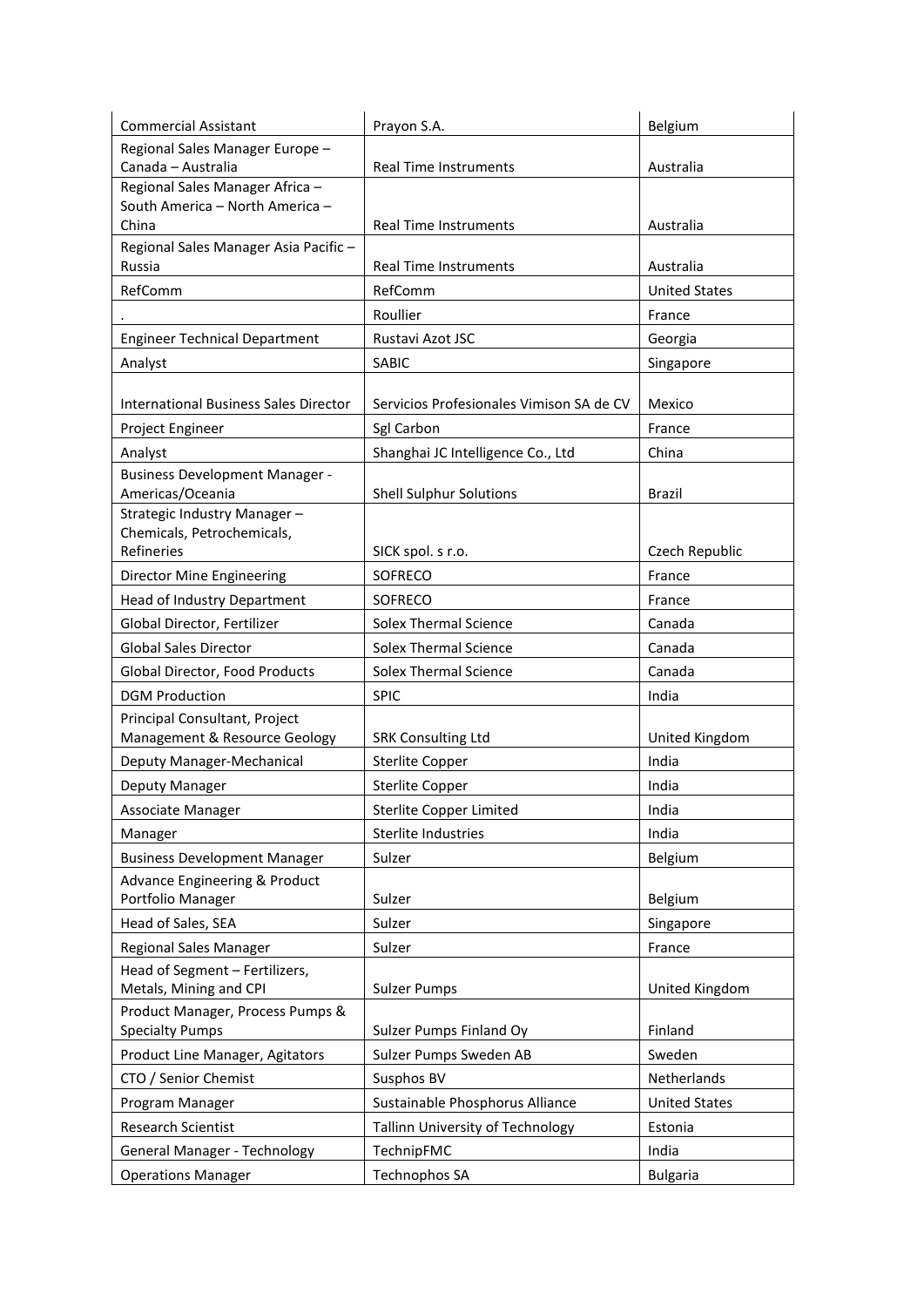| Commercial Assistant | Prayon S.A. | Belgium |
|---|---|---|
| Regional Sales Manager Europe – Canada – Australia | Real Time Instruments | Australia |
| Regional Sales Manager Africa – South America – North America – China | Real Time Instruments | Australia |
| Regional Sales Manager Asia Pacific – Russia | Real Time Instruments | Australia |
| RefComm | RefComm | United States |
| . | Roullier | France |
| Engineer Technical Department | Rustavi Azot JSC | Georgia |
| Analyst | SABIC | Singapore |
| International Business Sales Director | Servicios Profesionales Vimison SA de CV | Mexico |
| Project Engineer | Sgl Carbon | France |
| Analyst | Shanghai JC Intelligence Co., Ltd | China |
| Business Development Manager - Americas/Oceania | Shell Sulphur Solutions | Brazil |
| Strategic Industry Manager – Chemicals, Petrochemicals, Refineries | SICK spol. s r.o. | Czech Republic |
| Director Mine Engineering | SOFRECO | France |
| Head of Industry Department | SOFRECO | France |
| Global Director, Fertilizer | Solex Thermal Science | Canada |
| Global Sales Director | Solex Thermal Science | Canada |
| Global Director, Food Products | Solex Thermal Science | Canada |
| DGM Production | SPIC | India |
| Principal Consultant, Project Management & Resource Geology | SRK Consulting Ltd | United Kingdom |
| Deputy Manager-Mechanical | Sterlite Copper | India |
| Deputy Manager | Sterlite Copper | India |
| Associate Manager | Sterlite Copper Limited | India |
| Manager | Sterlite Industries | India |
| Business Development Manager | Sulzer | Belgium |
| Advance Engineering & Product Portfolio Manager | Sulzer | Belgium |
| Head of Sales, SEA | Sulzer | Singapore |
| Regional Sales Manager | Sulzer | France |
| Head of Segment – Fertilizers, Metals, Mining and CPI | Sulzer Pumps | United Kingdom |
| Product Manager, Process Pumps & Specialty Pumps | Sulzer Pumps Finland Oy | Finland |
| Product Line Manager, Agitators | Sulzer Pumps Sweden AB | Sweden |
| CTO / Senior Chemist | Susphos BV | Netherlands |
| Program Manager | Sustainable Phosphorus Alliance | United States |
| Research Scientist | Tallinn University of Technology | Estonia |
| General Manager - Technology | TechnipFMC | India |
| Operations Manager | Technophos SA | Bulgaria |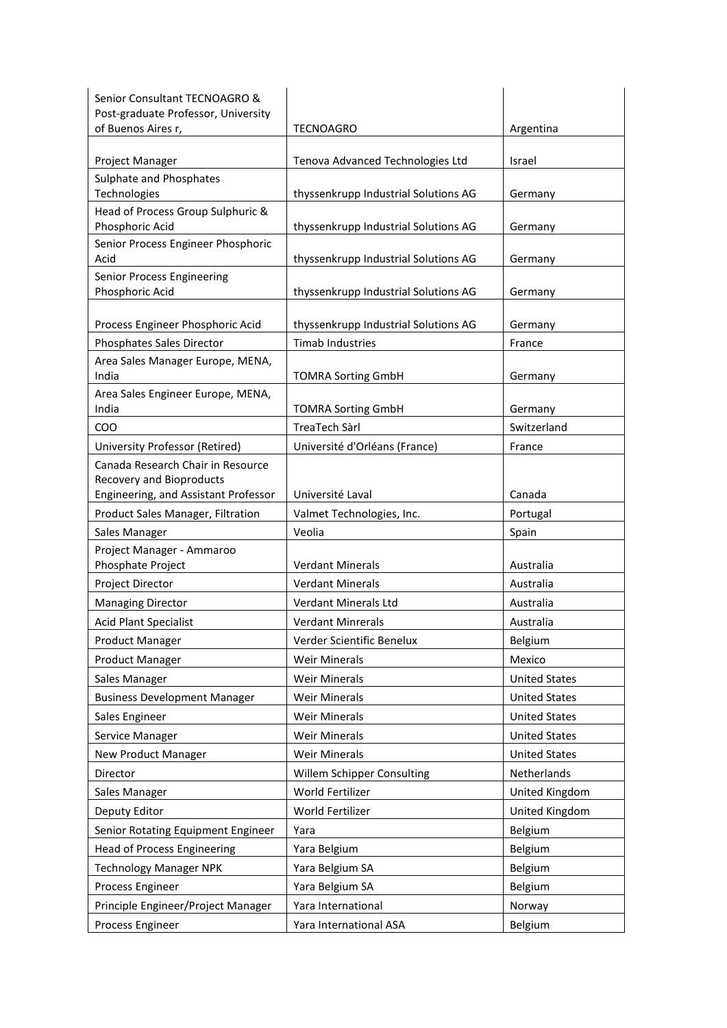| Senior Consultant TECNOAGRO & Post-graduate Professor, University of Buenos Aires r, | TECNOAGRO | Argentina |
|---|---|---|
| Project Manager | Tenova Advanced Technologies Ltd | Israel |
| Sulphate and Phosphates Technologies | thyssenkrupp Industrial Solutions AG | Germany |
| Head of Process Group Sulphuric & Phosphoric Acid | thyssenkrupp Industrial Solutions AG | Germany |
| Senior Process Engineer Phosphoric Acid | thyssenkrupp Industrial Solutions AG | Germany |
| Senior Process Engineering Phosphoric Acid | thyssenkrupp Industrial Solutions AG | Germany |
| Process Engineer Phosphoric Acid | thyssenkrupp Industrial Solutions AG | Germany |
| Phosphates Sales Director | Timab Industries | France |
| Area Sales Manager Europe, MENA, India | TOMRA Sorting GmbH | Germany |
| Area Sales Engineer Europe, MENA, India | TOMRA Sorting GmbH | Germany |
| COO | TreaTech Sàrl | Switzerland |
| University Professor (Retired) | Université d'Orléans (France) | France |
| Canada Research Chair in Resource Recovery and Bioproducts Engineering, and Assistant Professor | Université Laval | Canada |
| Product Sales Manager, Filtration | Valmet Technologies, Inc. | Portugal |
| Sales Manager | Veolia | Spain |
| Project Manager - Ammaroo Phosphate Project | Verdant Minerals | Australia |
| Project Director | Verdant Minerals | Australia |
| Managing Director | Verdant Minerals Ltd | Australia |
| Acid Plant Specialist | Verdant Minrerals | Australia |
| Product Manager | Verder Scientific Benelux | Belgium |
| Product Manager | Weir Minerals | Mexico |
| Sales Manager | Weir Minerals | United States |
| Business Development Manager | Weir Minerals | United States |
| Sales Engineer | Weir Minerals | United States |
| Service Manager | Weir Minerals | United States |
| New Product Manager | Weir Minerals | United States |
| Director | Willem Schipper Consulting | Netherlands |
| Sales Manager | World Fertilizer | United Kingdom |
| Deputy Editor | World Fertilizer | United Kingdom |
| Senior Rotating Equipment Engineer | Yara | Belgium |
| Head of Process Engineering | Yara Belgium | Belgium |
| Technology Manager NPK | Yara Belgium SA | Belgium |
| Process Engineer | Yara Belgium SA | Belgium |
| Principle Engineer/Project Manager | Yara International | Norway |
| Process Engineer | Yara International ASA | Belgium |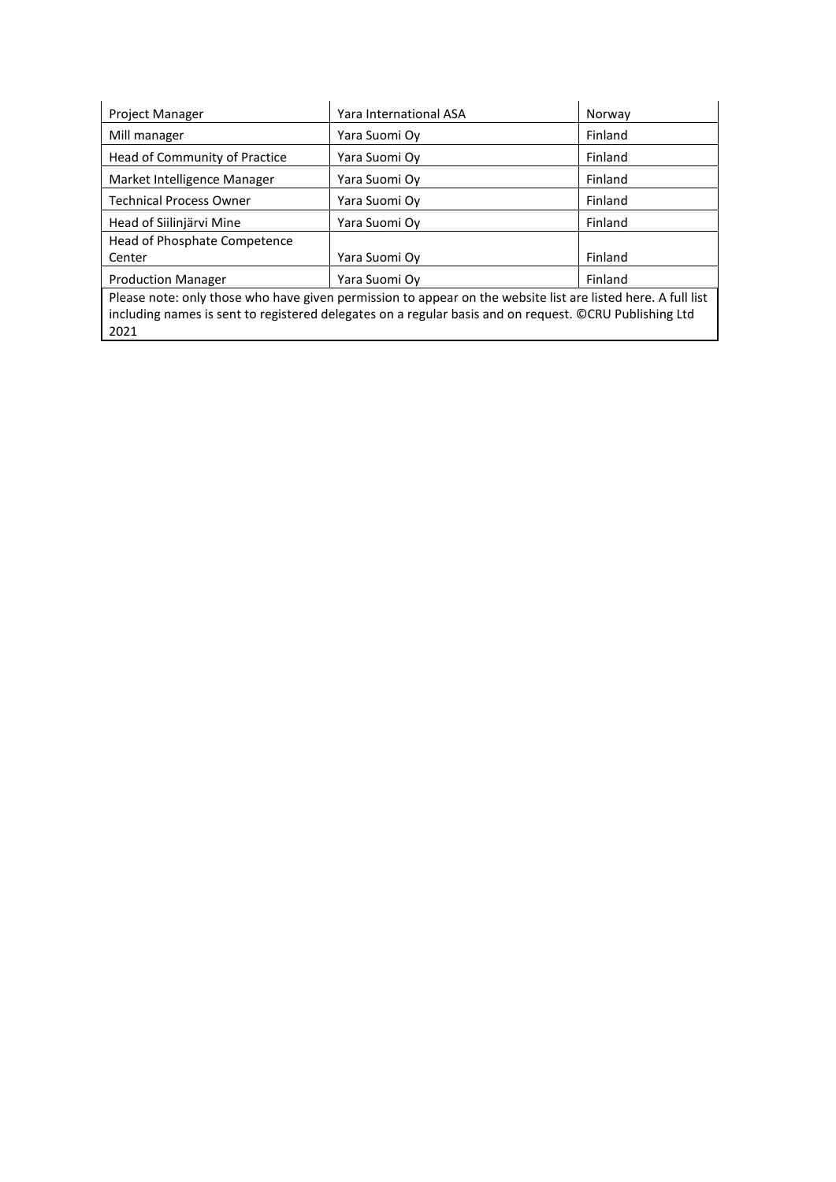| | | |
|---|---|---|
| Project Manager | Yara International ASA | Norway |
| Mill manager | Yara Suomi Oy | Finland |
| Head of Community of Practice | Yara Suomi Oy | Finland |
| Market Intelligence Manager | Yara Suomi Oy | Finland |
| Technical Process Owner | Yara Suomi Oy | Finland |
| Head of Siilinjärvi Mine | Yara Suomi Oy | Finland |
| Head of Phosphate Competence Center | Yara Suomi Oy | Finland |
| Production Manager | Yara Suomi Oy | Finland |

Please note: only those who have given permission to appear on the website list are listed here. A full list including names is sent to registered delegates on a regular basis and on request. ©CRU Publishing Ltd 2021